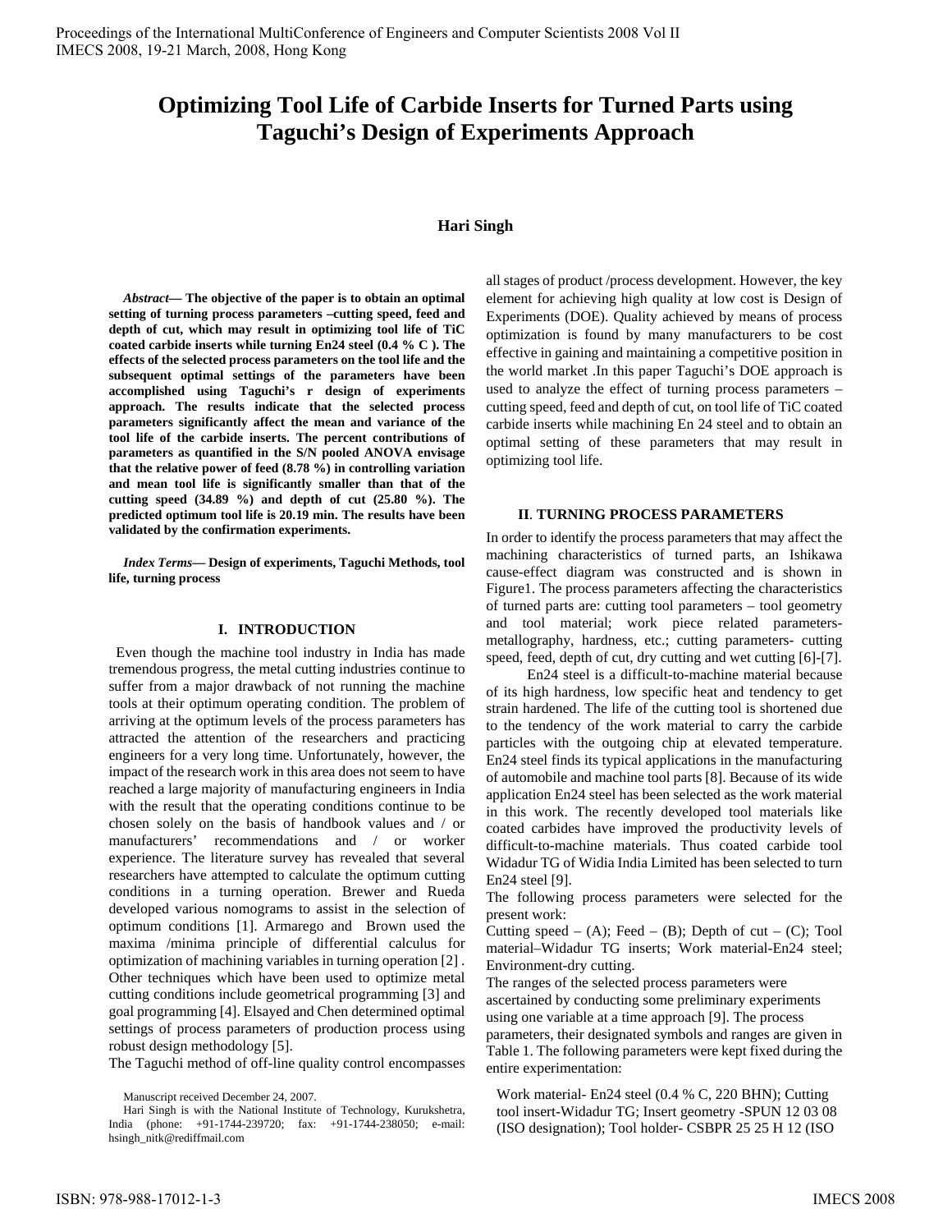# Optimizing Tool Life of Carbide Inserts for Turned Parts using Taguchi's Design of Experiments Approach

**Hari Singh**

***Abstract*— The objective of the paper is to obtain an optimal setting of turning process parameters –cutting speed, feed and depth of cut, which may result in optimizing tool life of TiC coated carbide inserts while turning En24 steel (0.4 % C ). The effects of the selected process parameters on the tool life and the subsequent optimal settings of the parameters have been accomplished using Taguchi's r design of experiments approach. The results indicate that the selected process parameters significantly affect the mean and variance of the tool life of the carbide inserts. The percent contributions of parameters as quantified in the S/N pooled ANOVA envisage that the relative power of feed (8.78 %) in controlling variation and mean tool life is significantly smaller than that of the cutting speed (34.89 %) and depth of cut (25.80 %). The predicted optimum tool life is 20.19 min. The results have been validated by the confirmation experiments.**

***Index Terms*— Design of experiments, Taguchi Methods, tool life, turning process**

## I. INTRODUCTION

Even though the machine tool industry in India has made tremendous progress, the metal cutting industries continue to suffer from a major drawback of not running the machine tools at their optimum operating condition. The problem of arriving at the optimum levels of the process parameters has attracted the attention of the researchers and practicing engineers for a very long time. Unfortunately, however, the impact of the research work in this area does not seem to have reached a large majority of manufacturing engineers in India with the result that the operating conditions continue to be chosen solely on the basis of handbook values and / or manufacturers' recommendations and / or worker experience. The literature survey has revealed that several researchers have attempted to calculate the optimum cutting conditions in a turning operation. Brewer and Rueda developed various nomograms to assist in the selection of optimum conditions [1]. Armarego and Brown used the maxima /minima principle of differential calculus for optimization of machining variables in turning operation [2] . Other techniques which have been used to optimize metal cutting conditions include geometrical programming [3] and goal programming [4]. Elsayed and Chen determined optimal settings of process parameters of production process using robust design methodology [5].

The Taguchi method of off-line quality control encompasses all stages of product /process development. However, the key element for achieving high quality at low cost is Design of Experiments (DOE). Quality achieved by means of process optimization is found by many manufacturers to be cost effective in gaining and maintaining a competitive position in the world market .In this paper Taguchi's DOE approach is used to analyze the effect of turning process parameters – cutting speed, feed and depth of cut, on tool life of TiC coated carbide inserts while machining En 24 steel and to obtain an optimal setting of these parameters that may result in optimizing tool life.

## II. TURNING PROCESS PARAMETERS

In order to identify the process parameters that may affect the machining characteristics of turned parts, an Ishikawa cause-effect diagram was constructed and is shown in Figure1. The process parameters affecting the characteristics of turned parts are: cutting tool parameters – tool geometry and tool material; work piece related parameters- metallography, hardness, etc.; cutting parameters- cutting speed, feed, depth of cut, dry cutting and wet cutting [6]-[7].

En24 steel is a difficult-to-machine material because of its high hardness, low specific heat and tendency to get strain hardened. The life of the cutting tool is shortened due to the tendency of the work material to carry the carbide particles with the outgoing chip at elevated temperature. En24 steel finds its typical applications in the manufacturing of automobile and machine tool parts [8]. Because of its wide application En24 steel has been selected as the work material in this work. The recently developed tool materials like coated carbides have improved the productivity levels of difficult-to-machine materials. Thus coated carbide tool Widadur TG of Widia India Limited has been selected to turn En24 steel [9].

The following process parameters were selected for the present work:

Cutting speed – (A); Feed – (B); Depth of cut – (C); Tool material–Widadur TG inserts; Work material-En24 steel; Environment-dry cutting.

The ranges of the selected process parameters were ascertained by conducting some preliminary experiments using one variable at a time approach [9]. The process parameters, their designated symbols and ranges are given in Table 1. The following parameters were kept fixed during the entire experimentation:

Work material- En24 steel (0.4 % C, 220 BHN); Cutting tool insert-Widadur TG; Insert geometry -SPUN 12 03 08 (ISO designation); Tool holder- CSBPR 25 25 H 12 (ISO

Manuscript received December 24, 2007.

Hari Singh is with the National Institute of Technology, Kurukshetra, India (phone: +91-1744-239720; fax: +91-1744-238050; e-mail: hsingh_nitk@rediffmail.com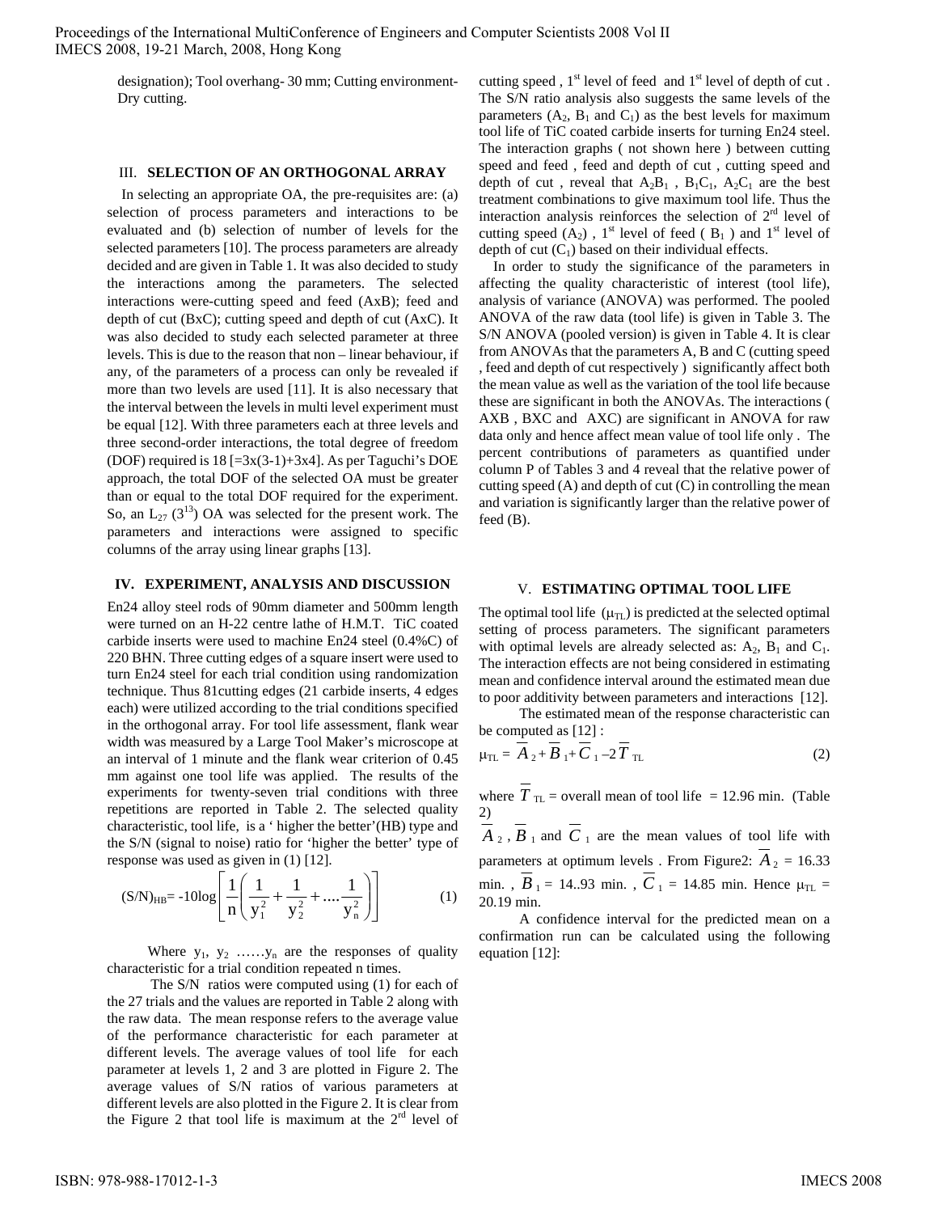designation); Tool overhang- 30 mm; Cutting environment- Dry cutting.

## III. SELECTION OF AN ORTHOGONAL ARRAY

In selecting an appropriate OA, the pre-requisites are: (a) selection of process parameters and interactions to be evaluated and (b) selection of number of levels for the selected parameters [10]. The process parameters are already decided and are given in Table 1. It was also decided to study the interactions among the parameters. The selected interactions were-cutting speed and feed (AxB); feed and depth of cut (BxC); cutting speed and depth of cut (AxC). It was also decided to study each selected parameter at three levels. This is due to the reason that non – linear behaviour, if any, of the parameters of a process can only be revealed if more than two levels are used [11]. It is also necessary that the interval between the levels in multi level experiment must be equal [12]. With three parameters each at three levels and three second-order interactions, the total degree of freedom (DOF) required is 18 [=3x(3-1)+3x4]. As per Taguchi's DOE approach, the total DOF of the selected OA must be greater than or equal to the total DOF required for the experiment. So, an $L_{27}$ ($3^{13}$) OA was selected for the present work. The parameters and interactions were assigned to specific columns of the array using linear graphs [13].

## IV. EXPERIMENT, ANALYSIS AND DISCUSSION

En24 alloy steel rods of 90mm diameter and 500mm length were turned on an H-22 centre lathe of H.M.T. TiC coated carbide inserts were used to machine En24 steel (0.4%C) of 220 BHN. Three cutting edges of a square insert were used to turn En24 steel for each trial condition using randomization technique. Thus 81cutting edges (21 carbide inserts, 4 edges each) were utilized according to the trial conditions specified in the orthogonal array. For tool life assessment, flank wear width was measured by a Large Tool Maker's microscope at an interval of 1 minute and the flank wear criterion of 0.45 mm against one tool life was applied. The results of the experiments for twenty-seven trial conditions with three repetitions are reported in Table 2. The selected quality characteristic, tool life, is a ' higher the better'(HB) type and the S/N (signal to noise) ratio for 'higher the better' type of response was used as given in (1) [12].

$$(S/N)_{HB} = -10\log\left[\frac{1}{n}\left(\frac{1}{y_1^2}+\frac{1}{y_2^2}+....\frac{1}{y_n^2}\right)\right] \quad (1)$$

Where $y_1$, $y_2$ ……$y_n$ are the responses of quality characteristic for a trial condition repeated n times.

The S/N ratios were computed using (1) for each of the 27 trials and the values are reported in Table 2 along with the raw data. The mean response refers to the average value of the performance characteristic for each parameter at different levels. The average values of tool life for each parameter at levels 1, 2 and 3 are plotted in Figure 2. The average values of S/N ratios of various parameters at different levels are also plotted in the Figure 2. It is clear from the Figure 2 that tool life is maximum at the 2[rd] level of cutting speed , 1[st] level of feed and 1[st] level of depth of cut . The S/N ratio analysis also suggests the same levels of the parameters ($A_2$, $B_1$ and $C_1$) as the best levels for maximum tool life of TiC coated carbide inserts for turning En24 steel. The interaction graphs ( not shown here ) between cutting speed and feed , feed and depth of cut , cutting speed and depth of cut , reveal that $A_2B_1$ , $B_1C_1$, $A_2C_1$ are the best treatment combinations to give maximum tool life. Thus the interaction analysis reinforces the selection of 2[rd] level of cutting speed ($A_2$) , 1[st] level of feed ( $B_1$ ) and 1[st] level of depth of cut ($C_1$) based on their individual effects.

In order to study the significance of the parameters in affecting the quality characteristic of interest (tool life), analysis of variance (ANOVA) was performed. The pooled ANOVA of the raw data (tool life) is given in Table 3. The S/N ANOVA (pooled version) is given in Table 4. It is clear from ANOVAs that the parameters A, B and C (cutting speed , feed and depth of cut respectively ) significantly affect both the mean value as well as the variation of the tool life because these are significant in both the ANOVAs. The interactions ( AXB , BXC and AXC) are significant in ANOVA for raw data only and hence affect mean value of tool life only . The percent contributions of parameters as quantified under column P of Tables 3 and 4 reveal that the relative power of cutting speed (A) and depth of cut (C) in controlling the mean and variation is significantly larger than the relative power of feed (B).

## V. ESTIMATING OPTIMAL TOOL LIFE

The optimal tool life ($\mu_{TL}$) is predicted at the selected optimal setting of process parameters. The significant parameters with optimal levels are already selected as: $A_2$, $B_1$ and $C_1$. The interaction effects are not being considered in estimating mean and confidence interval around the estimated mean due to poor additivity between parameters and interactions [12].

The estimated mean of the response characteristic can be computed as [12] :

$$\mu_{TL} = \overline{A}_2 + \overline{B}_1 + \overline{C}_1 - 2\overline{T}_{TL} \quad (2)$$

where $\overline{T}_{TL}$ = overall mean of tool life = 12.96 min. (Table 2)

$\overline{A}_2$ , $\overline{B}_1$ and $\overline{C}_1$ are the mean values of tool life with parameters at optimum levels . From Figure2: $\overline{A}_2$ = 16.33 min. , $\overline{B}_1$ = 14..93 min. , $\overline{C}_1$ = 14.85 min. Hence $\mu_{TL}$ = 20.19 min.

A confidence interval for the predicted mean on a confirmation run can be calculated using the following equation [12]: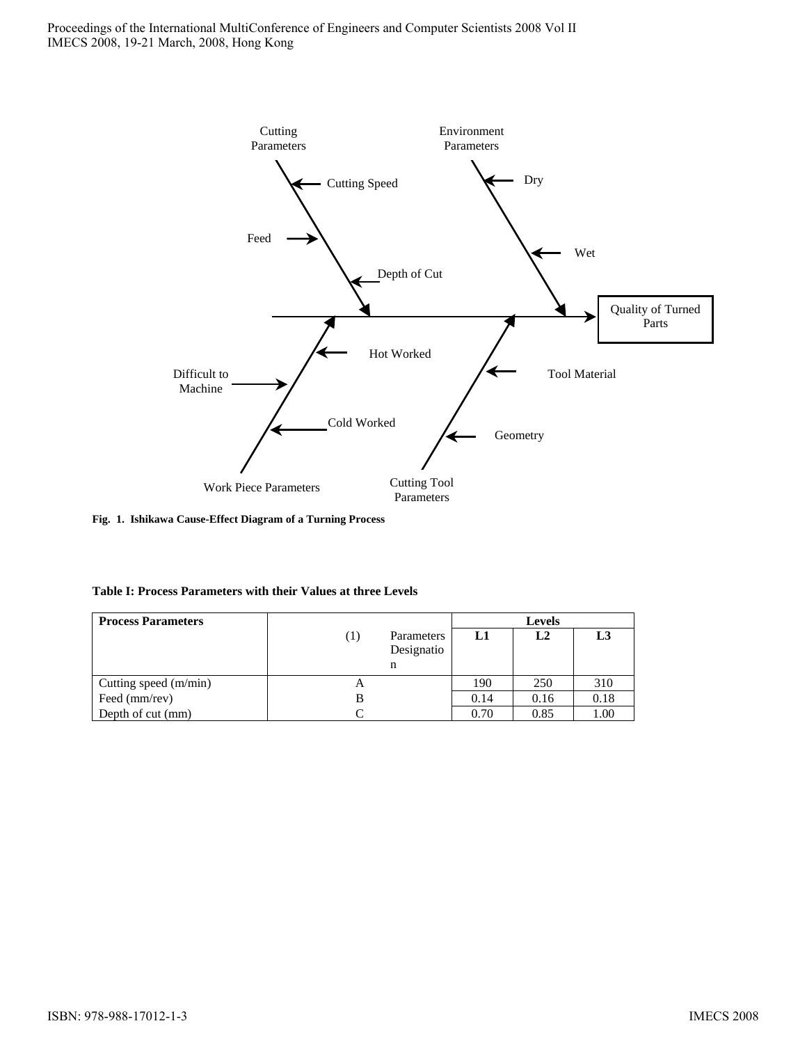Cutting Parameters

Cutting Speed

Feed

Depth of Cut

Environment Parameters

Dry

Wet

Quality of Turned Parts

Hot Worked

Difficult to Machine

Cold Worked

Tool Material

Geometry

Work Piece Parameters

Cutting Tool Parameters

**Fig. 1. Ishikawa Cause-Effect Diagram of a Turning Process**

**Table I: Process Parameters with their Values at three Levels**

| **Process Parameters** | (1) Parameters Designation | **Levels** | | |
|---|---|---|---|---|
| | | **L1** | **L2** | **L3** |
| Cutting speed (m/min) | A | 190 | 250 | 310 |
| Feed (mm/rev) | B | 0.14 | 0.16 | 0.18 |
| Depth of cut (mm) | C | 0.70 | 0.85 | 1.00 |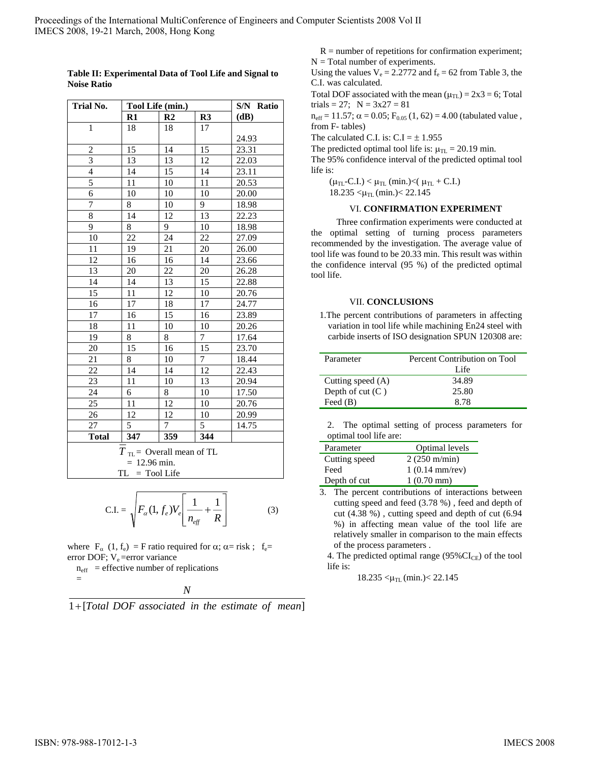**Table II: Experimental Data of Tool Life and Signal to Noise Ratio**

| Trial No. | Tool Life (min.) | | | S/N Ratio |
|---|---|---|---|---|
| | R1 | R2 | R3 | (dB) |
| 1 | 18 | 18 | 17 | 24.93 |
| 2 | 15 | 14 | 15 | 23.31 |
| 3 | 13 | 13 | 12 | 22.03 |
| 4 | 14 | 15 | 14 | 23.11 |
| 5 | 11 | 10 | 11 | 20.53 |
| 6 | 10 | 10 | 10 | 20.00 |
| 7 | 8 | 10 | 9 | 18.98 |
| 8 | 14 | 12 | 13 | 22.23 |
| 9 | 8 | 9 | 10 | 18.98 |
| 10 | 22 | 24 | 22 | 27.09 |
| 11 | 19 | 21 | 20 | 26.00 |
| 12 | 16 | 16 | 14 | 23.66 |
| 13 | 20 | 22 | 20 | 26.28 |
| 14 | 14 | 13 | 15 | 22.88 |
| 15 | 11 | 12 | 10 | 20.76 |
| 16 | 17 | 18 | 17 | 24.77 |
| 17 | 16 | 15 | 16 | 23.89 |
| 18 | 11 | 10 | 10 | 20.26 |
| 19 | 8 | 8 | 7 | 17.64 |
| 20 | 15 | 16 | 15 | 23.70 |
| 21 | 8 | 10 | 7 | 18.44 |
| 22 | 14 | 14 | 12 | 22.43 |
| 23 | 11 | 10 | 13 | 20.94 |
| 24 | 6 | 8 | 10 | 17.50 |
| 25 | 11 | 12 | 10 | 20.76 |
| 26 | 12 | 12 | 10 | 20.99 |
| 27 | 5 | 7 | 5 | 14.75 |
| **Total** | **347** | **359** | **344** | |

$\overline{T}_{TL}$ = Overall mean of TL = 12.96 min.
TL = Tool Life

$$\text{C.I.} = \sqrt{F_{\alpha}(1, f_e)V_e\left[\frac{1}{n_{eff}} + \frac{1}{R}\right]} \qquad (3)$$

where $F_{\alpha}$ (1, $f_e$) = F ratio required for $\alpha$; $\alpha$= risk ; $f_e$= error DOF; $V_e$ =error variance

$n_{eff}$ = effective number of replications =

$$\frac{N}{1+[\text{Total DOF associated in the estimate of mean}]}$$

R = number of repetitions for confirmation experiment;
N = Total number of experiments.

Using the values $V_e$ = 2.2772 and $f_e$ = 62 from Table 3, the C.I. was calculated.

Total DOF associated with the mean ($\mu_{TL}$) = 2x3 = 6; Total trials = 27; N = 3x27 = 81

$n_{eff}$ = 11.57; $\alpha$ = 0.05; $F_{0.05}$ (1, 62) = 4.00 (tabulated value , from F- tables)

The calculated C.I. is: C.I = ± 1.955

The predicted optimal tool life is: $\mu_{TL}$ = 20.19 min.

The 95% confidence interval of the predicted optimal tool life is:

($\mu_{TL}$-C.I.) < $\mu_{TL}$ (min.)<( $\mu_{TL}$ + C.I.)

18.235 <$\mu_{TL}$ (min.)< 22.145

## VI. CONFIRMATION EXPERIMENT

Three confirmation experiments were conducted at the optimal setting of turning process parameters recommended by the investigation. The average value of tool life was found to be 20.33 min. This result was within the confidence interval (95 %) of the predicted optimal tool life.

## VII. CONCLUSIONS

1. The percent contributions of parameters in affecting variation in tool life while machining En24 steel with carbide inserts of ISO designation SPUN 120308 are:

| Parameter | Percent Contribution on Tool Life |
|---|---|
| Cutting speed (A) | 34.89 |
| Depth of cut (C ) | 25.80 |
| Feed (B) | 8.78 |

2. The optimal setting of process parameters for optimal tool life are:

| Parameter | Optimal levels |
|---|---|
| Cutting speed | 2 (250 m/min) |
| Feed | 1 (0.14 mm/rev) |
| Depth of cut | 1 (0.70 mm) |

3. The percent contributions of interactions between cutting speed and feed (3.78 %) , feed and depth of cut (4.38 %) , cutting speed and depth of cut (6.94 %) in affecting mean value of the tool life are relatively smaller in comparison to the main effects of the process parameters .

4. The predicted optimal range (95%$CI_{CE}$) of the tool life is:

18.235 <$\mu_{TL}$ (min.)< 22.145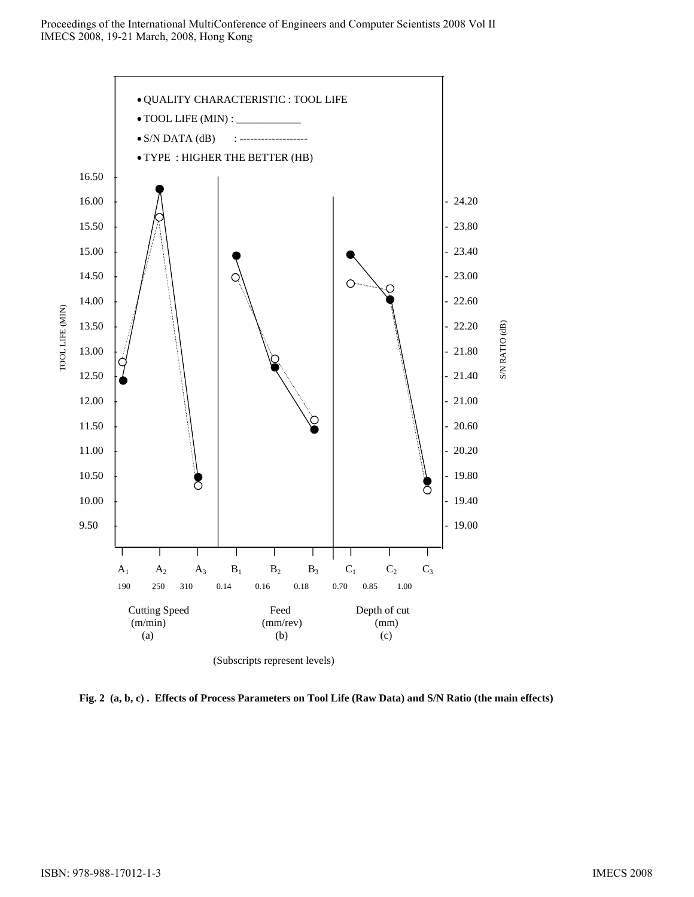Fig. 2 (a, b, c) . Effects of Process Parameters on Tool Life (Raw Data) and S/N Ratio (the main effects)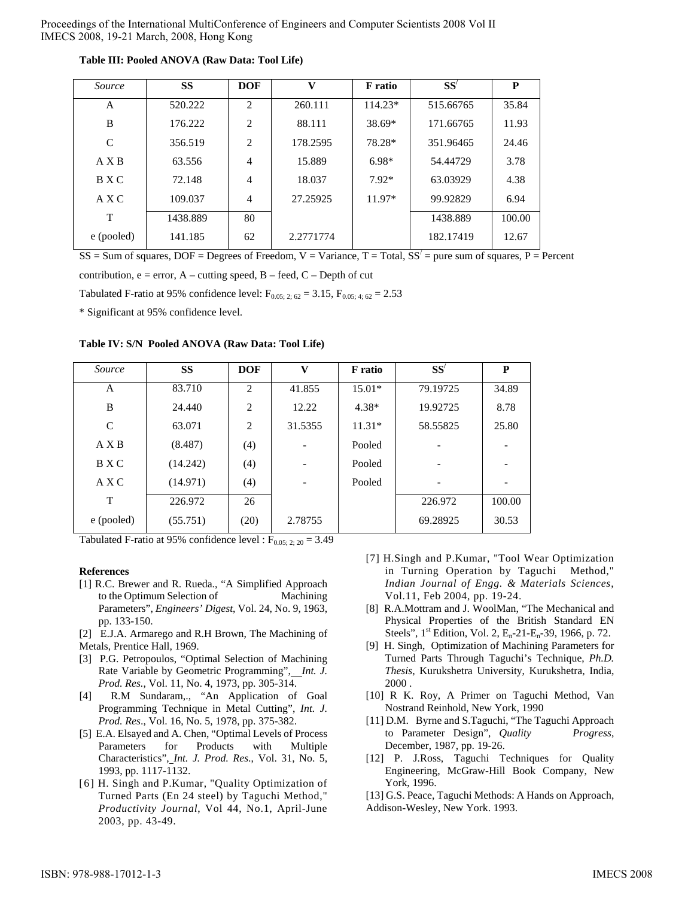**Table III: Pooled ANOVA (Raw Data: Tool Life)**

| *Source* | SS | DOF | V | F ratio | $SS^{/}$ | P |
|---|---|---|---|---|---|---|
| A | 520.222 | 2 | 260.111 | 114.23* | 515.66765 | 35.84 |
| B | 176.222 | 2 | 88.111 | 38.69* | 171.66765 | 11.93 |
| C | 356.519 | 2 | 178.2595 | 78.28* | 351.96465 | 24.46 |
| A X B | 63.556 | 4 | 15.889 | 6.98* | 54.44729 | 3.78 |
| B X C | 72.148 | 4 | 18.037 | 7.92* | 63.03929 | 4.38 |
| A X C | 109.037 | 4 | 27.25925 | 11.97* | 99.92829 | 6.94 |
| T | 1438.889 | 80 | | | 1438.889 | 100.00 |
| e (pooled) | 141.185 | 62 | 2.2771774 | | 182.17419 | 12.67 |

SS = Sum of squares, DOF = Degrees of Freedom, V = Variance, T = Total, $SS^{/}$ = pure sum of squares, P = Percent contribution, e = error, A – cutting speed, B – feed, C – Depth of cut

Tabulated F-ratio at 95% confidence level: $F_{0.05;\,2;\,62} = 3.15$, $F_{0.05;\,4;\,62} = 2.53$

\* Significant at 95% confidence level.

**Table IV: S/N Pooled ANOVA (Raw Data: Tool Life)**

| *Source* | SS | DOF | V | F ratio | $SS^{/}$ | P |
|---|---|---|---|---|---|---|
| A | 83.710 | 2 | 41.855 | 15.01* | 79.19725 | 34.89 |
| B | 24.440 | 2 | 12.22 | 4.38* | 19.92725 | 8.78 |
| C | 63.071 | 2 | 31.5355 | 11.31* | 58.55825 | 25.80 |
| A X B | (8.487) | (4) | - | Pooled | - | - |
| B X C | (14.242) | (4) | - | Pooled | - | - |
| A X C | (14.971) | (4) | - | Pooled | - | - |
| T | 226.972 | 26 | | | 226.972 | 100.00 |
| e (pooled) | (55.751) | (20) | 2.78755 | | 69.28925 | 30.53 |

Tabulated F-ratio at 95% confidence level : $F_{0.05;\,2;\,20} = 3.49$

#### References

[1] R.C. Brewer and R. Rueda., "A Simplified Approach to the Optimum Selection of Machining Parameters", *Engineers' Digest*, Vol. 24, No. 9, 1963, pp. 133-150.

[2] E.J.A. Armarego and R.H Brown, The Machining of Metals, Prentice Hall, 1969.

[3] P.G. Petropoulos, "Optimal Selection of Machining Rate Variable by Geometric Programming", *Int. J. Prod. Res.*, Vol. 11, No. 4, 1973, pp. 305-314.

[4] R.M Sundaram,., "An Application of Goal Programming Technique in Metal Cutting", *Int. J. Prod. Res*., Vol. 16, No. 5, 1978, pp. 375-382.

[5] E.A. Elsayed and A. Chen, "Optimal Levels of Process Parameters for Products with Multiple Characteristics", *Int. J. Prod. Res*., Vol. 31, No. 5, 1993, pp. 1117-1132.

[6] H. Singh and P.Kumar, "Quality Optimization of Turned Parts (En 24 steel) by Taguchi Method," *Productivity Journal*, Vol 44, No.1, April-June 2003, pp. 43-49.

[7] H.Singh and P.Kumar, "Tool Wear Optimization in Turning Operation by Taguchi Method," *Indian Journal of Engg. & Materials Sciences*, Vol.11, Feb 2004, pp. 19-24.

[8] R.A.Mottram and J. WoolMan, "The Mechanical and Physical Properties of the British Standard EN Steels", 1st Edition, Vol. 2, $E_n$-21-$E_n$-39, 1966, p. 72.

[9] H. Singh, Optimization of Machining Parameters for Turned Parts Through Taguchi's Technique, *Ph.D. Thesis*, Kurukshetra University, Kurukshetra, India, 2000 .

[10] R K. Roy, A Primer on Taguchi Method, Van Nostrand Reinhold, New York, 1990

[11] D.M. Byrne and S.Taguchi, "The Taguchi Approach to Parameter Design", *Quality Progress*, December, 1987, pp. 19-26.

[12] P. J.Ross, Taguchi Techniques for Quality Engineering, McGraw-Hill Book Company, New York, 1996.

[13] G.S. Peace, Taguchi Methods: A Hands on Approach, Addison-Wesley, New York. 1993.